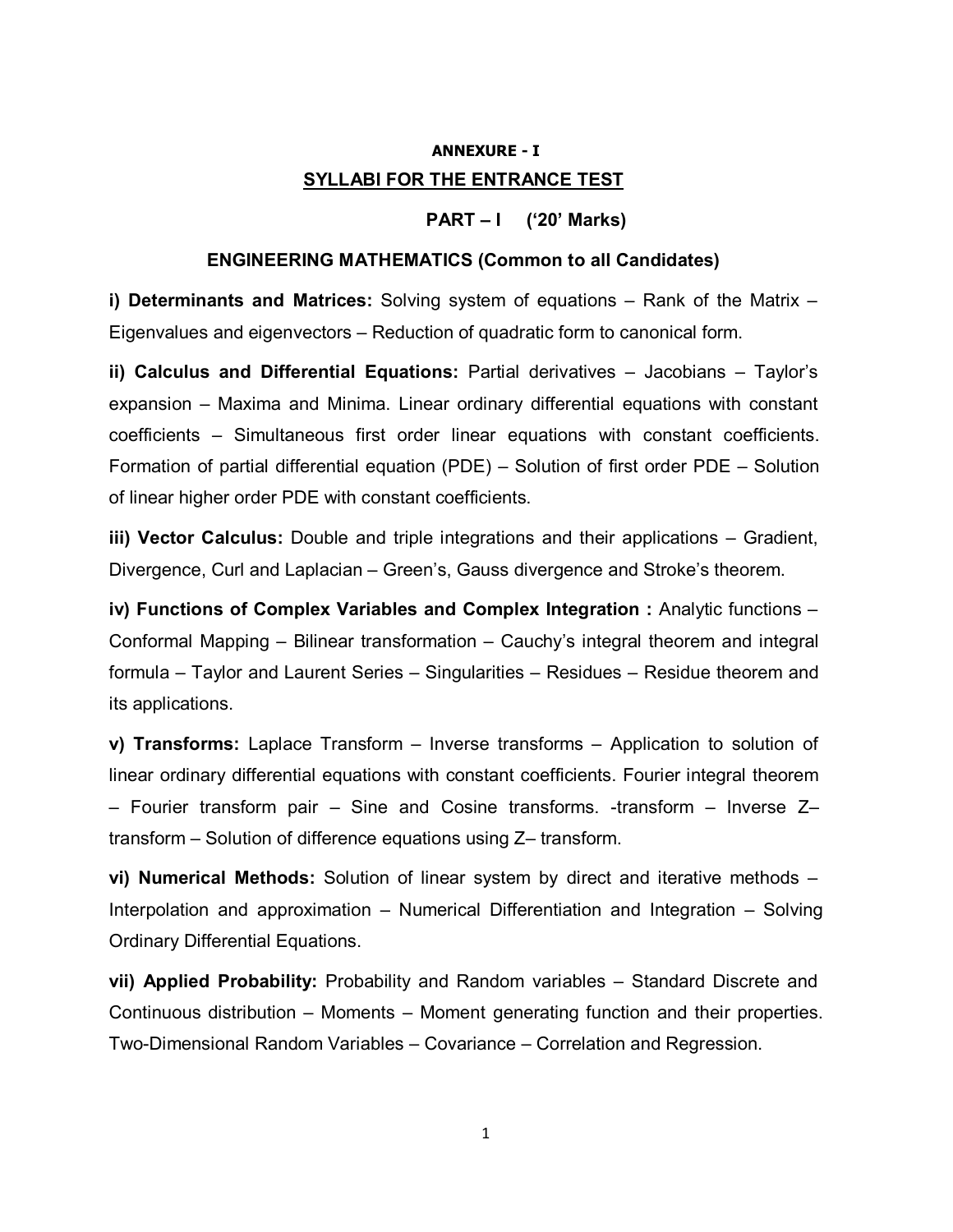## ANNEXURE - I

## SYLLABI FOR THE ENTRANCE TEST

### PART – I ('20' Marks)

### ENGINEERING MATHEMATICS (Common to all Candidates)

**i) Determinants and Matrices:** Solving system of equations – Rank of the Matrix – Eigenvalues and eigenvectors – Reduction of quadratic form to canonical form.

**ii) Calculus and Differential Equations:** Partial derivatives – Jacobians – Taylor's expansion – Maxima and Minima. Linear ordinary differential equations with constant coefficients – Simultaneous first order linear equations with constant coefficients. Formation of partial differential equation (PDE) – Solution of first order PDE – Solution of linear higher order PDE with constant coefficients.

**iii) Vector Calculus:** Double and triple integrations and their applications – Gradient, Divergence, Curl and Laplacian – Green's, Gauss divergence and Stroke's theorem.

**iv) Functions of Complex Variables and Complex Integration :** Analytic functions – Conformal Mapping – Bilinear transformation – Cauchy's integral theorem and integral formula – Taylor and Laurent Series – Singularities – Residues – Residue theorem and its applications.

**v) Transforms:** Laplace Transform – Inverse transforms – Application to solution of linear ordinary differential equations with constant coefficients. Fourier integral theorem – Fourier transform pair – Sine and Cosine transforms. -transform – Inverse Z–transform – Solution of difference equations using Z– transform.

**vi) Numerical Methods:** Solution of linear system by direct and iterative methods – Interpolation and approximation – Numerical Differentiation and Integration – Solving Ordinary Differential Equations.

**vii) Applied Probability:** Probability and Random variables – Standard Discrete and Continuous distribution – Moments – Moment generating function and their properties. Two-Dimensional Random Variables – Covariance – Correlation and Regression.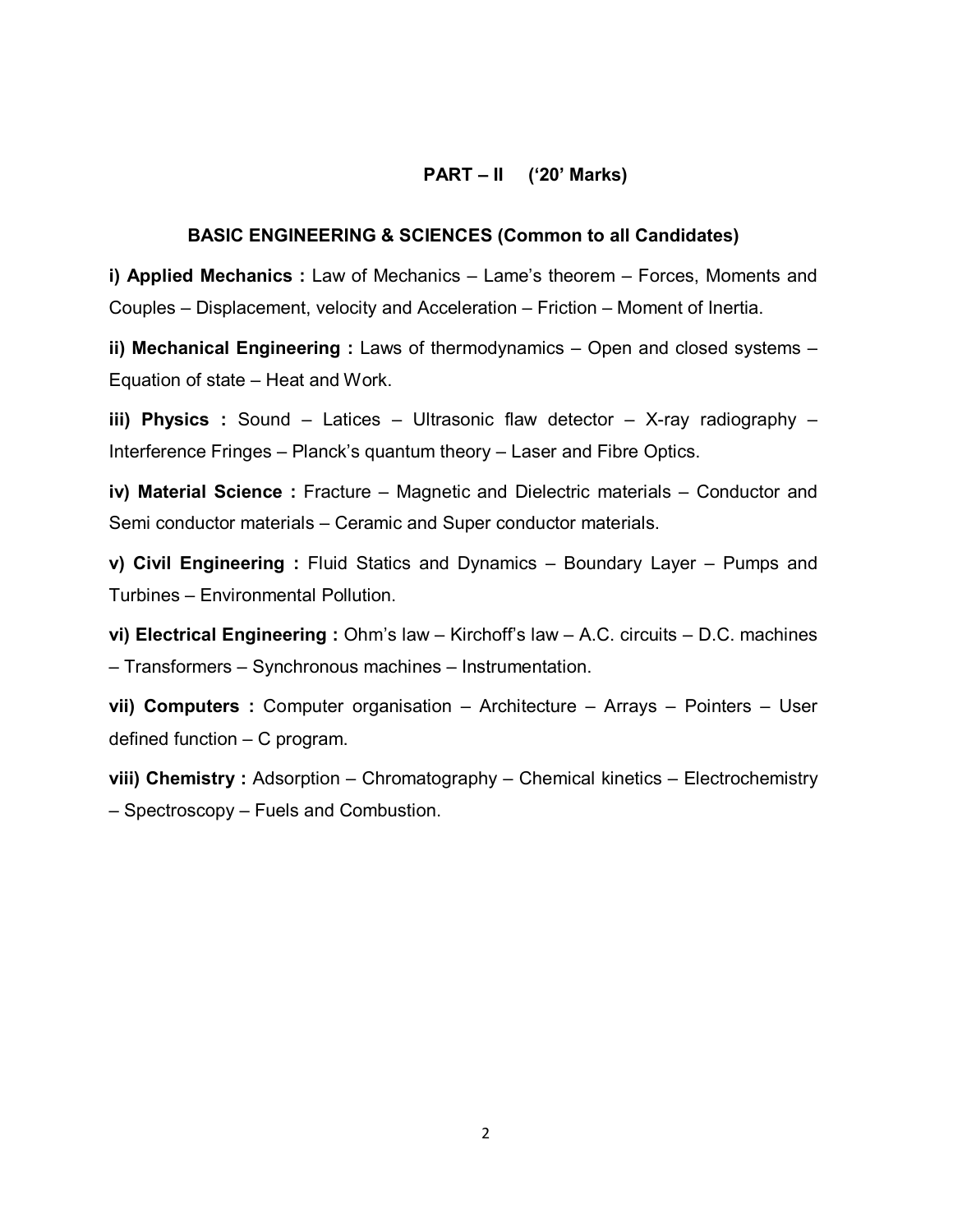## PART – II ('20' Marks)

### BASIC ENGINEERING & SCIENCES (Common to all Candidates)

**i) Applied Mechanics :** Law of Mechanics – Lame's theorem – Forces, Moments and Couples – Displacement, velocity and Acceleration – Friction – Moment of Inertia.

**ii) Mechanical Engineering :** Laws of thermodynamics – Open and closed systems – Equation of state – Heat and Work.

**iii) Physics :** Sound – Latices – Ultrasonic flaw detector – X-ray radiography – Interference Fringes – Planck's quantum theory – Laser and Fibre Optics.

**iv) Material Science :** Fracture – Magnetic and Dielectric materials – Conductor and Semi conductor materials – Ceramic and Super conductor materials.

**v) Civil Engineering :** Fluid Statics and Dynamics – Boundary Layer – Pumps and Turbines – Environmental Pollution.

**vi) Electrical Engineering :** Ohm's law – Kirchoff's law – A.C. circuits – D.C. machines – Transformers – Synchronous machines – Instrumentation.

**vii) Computers :** Computer organisation – Architecture – Arrays – Pointers – User defined function – C program.

**viii) Chemistry :** Adsorption – Chromatography – Chemical kinetics – Electrochemistry – Spectroscopy – Fuels and Combustion.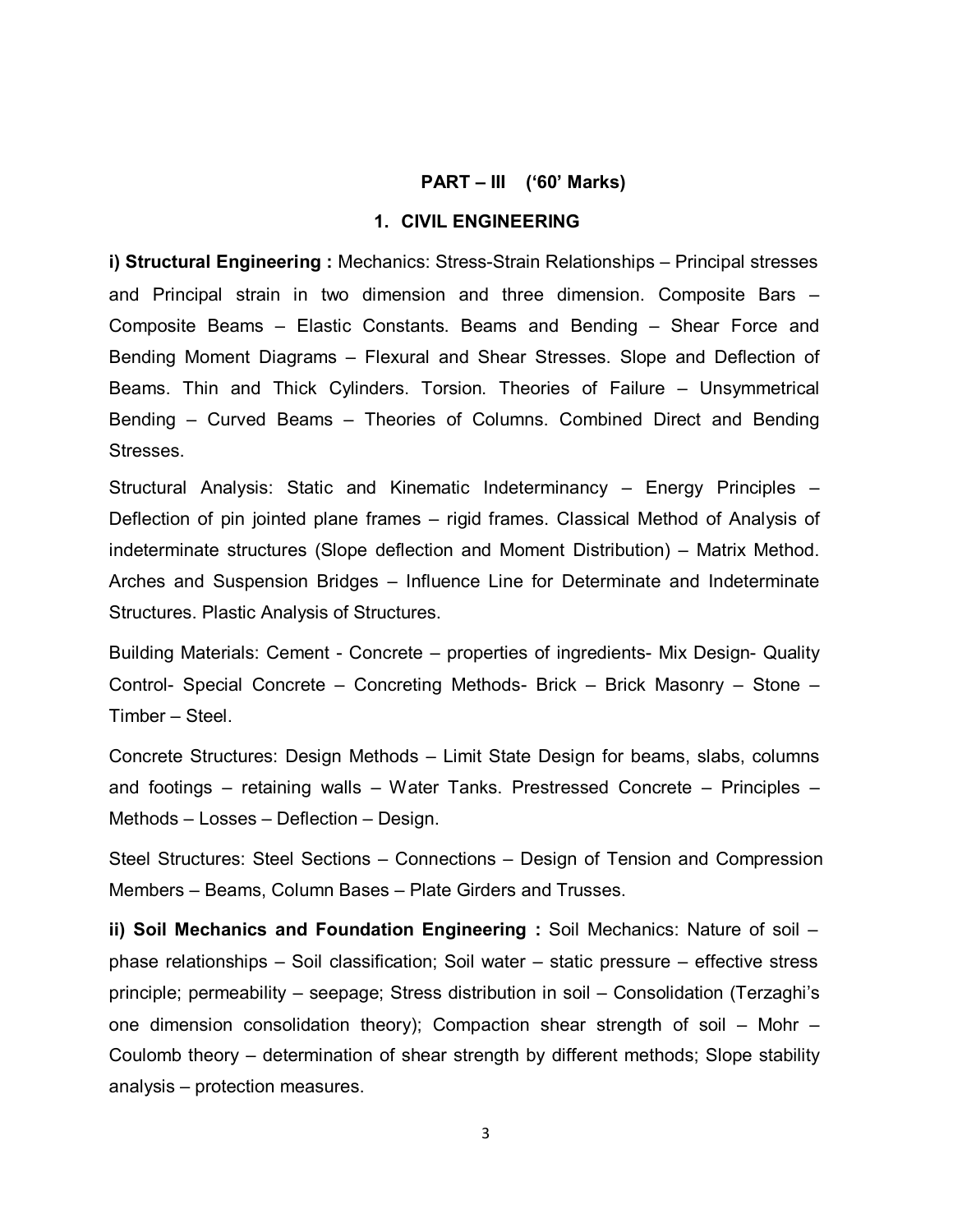## PART – III ('60' Marks)

### 1. CIVIL ENGINEERING

**i) Structural Engineering :** Mechanics: Stress-Strain Relationships – Principal stresses and Principal strain in two dimension and three dimension. Composite Bars – Composite Beams – Elastic Constants. Beams and Bending – Shear Force and Bending Moment Diagrams – Flexural and Shear Stresses. Slope and Deflection of Beams. Thin and Thick Cylinders. Torsion. Theories of Failure – Unsymmetrical Bending – Curved Beams – Theories of Columns. Combined Direct and Bending Stresses.

Structural Analysis: Static and Kinematic Indeterminancy – Energy Principles – Deflection of pin jointed plane frames – rigid frames. Classical Method of Analysis of indeterminate structures (Slope deflection and Moment Distribution) – Matrix Method. Arches and Suspension Bridges – Influence Line for Determinate and Indeterminate Structures. Plastic Analysis of Structures.

Building Materials: Cement - Concrete – properties of ingredients- Mix Design- Quality Control- Special Concrete – Concreting Methods- Brick – Brick Masonry – Stone – Timber – Steel.

Concrete Structures: Design Methods – Limit State Design for beams, slabs, columns and footings – retaining walls – Water Tanks. Prestressed Concrete – Principles – Methods – Losses – Deflection – Design.

Steel Structures: Steel Sections – Connections – Design of Tension and Compression Members – Beams, Column Bases – Plate Girders and Trusses.

**ii) Soil Mechanics and Foundation Engineering :** Soil Mechanics: Nature of soil – phase relationships – Soil classification; Soil water – static pressure – effective stress principle; permeability – seepage; Stress distribution in soil – Consolidation (Terzaghi's one dimension consolidation theory); Compaction shear strength of soil – Mohr – Coulomb theory – determination of shear strength by different methods; Slope stability analysis – protection measures.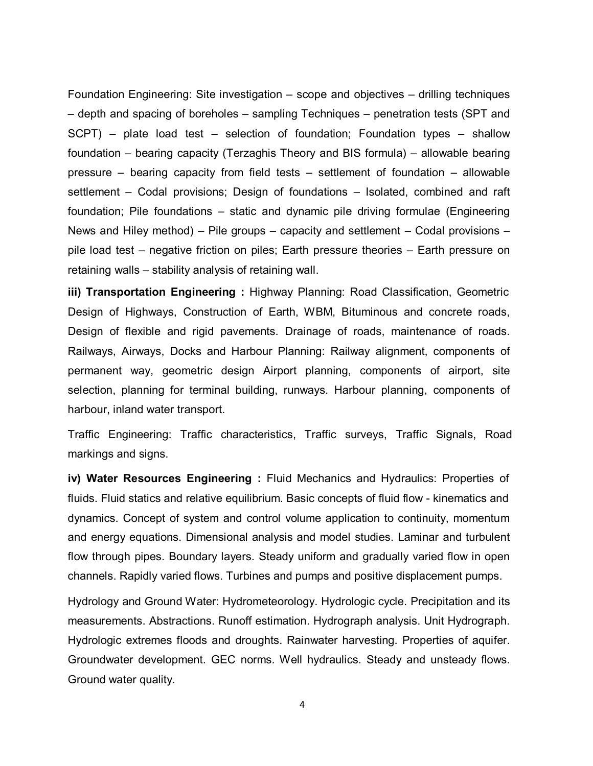Foundation Engineering: Site investigation – scope and objectives – drilling techniques – depth and spacing of boreholes – sampling Techniques – penetration tests (SPT and SCPT) – plate load test – selection of foundation; Foundation types – shallow foundation – bearing capacity (Terzaghis Theory and BIS formula) – allowable bearing pressure – bearing capacity from field tests – settlement of foundation – allowable settlement – Codal provisions; Design of foundations – Isolated, combined and raft foundation; Pile foundations – static and dynamic pile driving formulae (Engineering News and Hiley method) – Pile groups – capacity and settlement – Codal provisions – pile load test – negative friction on piles; Earth pressure theories – Earth pressure on retaining walls – stability analysis of retaining wall.

**iii) Transportation Engineering :** Highway Planning: Road Classification, Geometric Design of Highways, Construction of Earth, WBM, Bituminous and concrete roads, Design of flexible and rigid pavements. Drainage of roads, maintenance of roads. Railways, Airways, Docks and Harbour Planning: Railway alignment, components of permanent way, geometric design Airport planning, components of airport, site selection, planning for terminal building, runways. Harbour planning, components of harbour, inland water transport.

Traffic Engineering: Traffic characteristics, Traffic surveys, Traffic Signals, Road markings and signs.

**iv) Water Resources Engineering :** Fluid Mechanics and Hydraulics: Properties of fluids. Fluid statics and relative equilibrium. Basic concepts of fluid flow - kinematics and dynamics. Concept of system and control volume application to continuity, momentum and energy equations. Dimensional analysis and model studies. Laminar and turbulent flow through pipes. Boundary layers. Steady uniform and gradually varied flow in open channels. Rapidly varied flows. Turbines and pumps and positive displacement pumps.

Hydrology and Ground Water: Hydrometeorology. Hydrologic cycle. Precipitation and its measurements. Abstractions. Runoff estimation. Hydrograph analysis. Unit Hydrograph. Hydrologic extremes floods and droughts. Rainwater harvesting. Properties of aquifer. Groundwater development. GEC norms. Well hydraulics. Steady and unsteady flows. Ground water quality.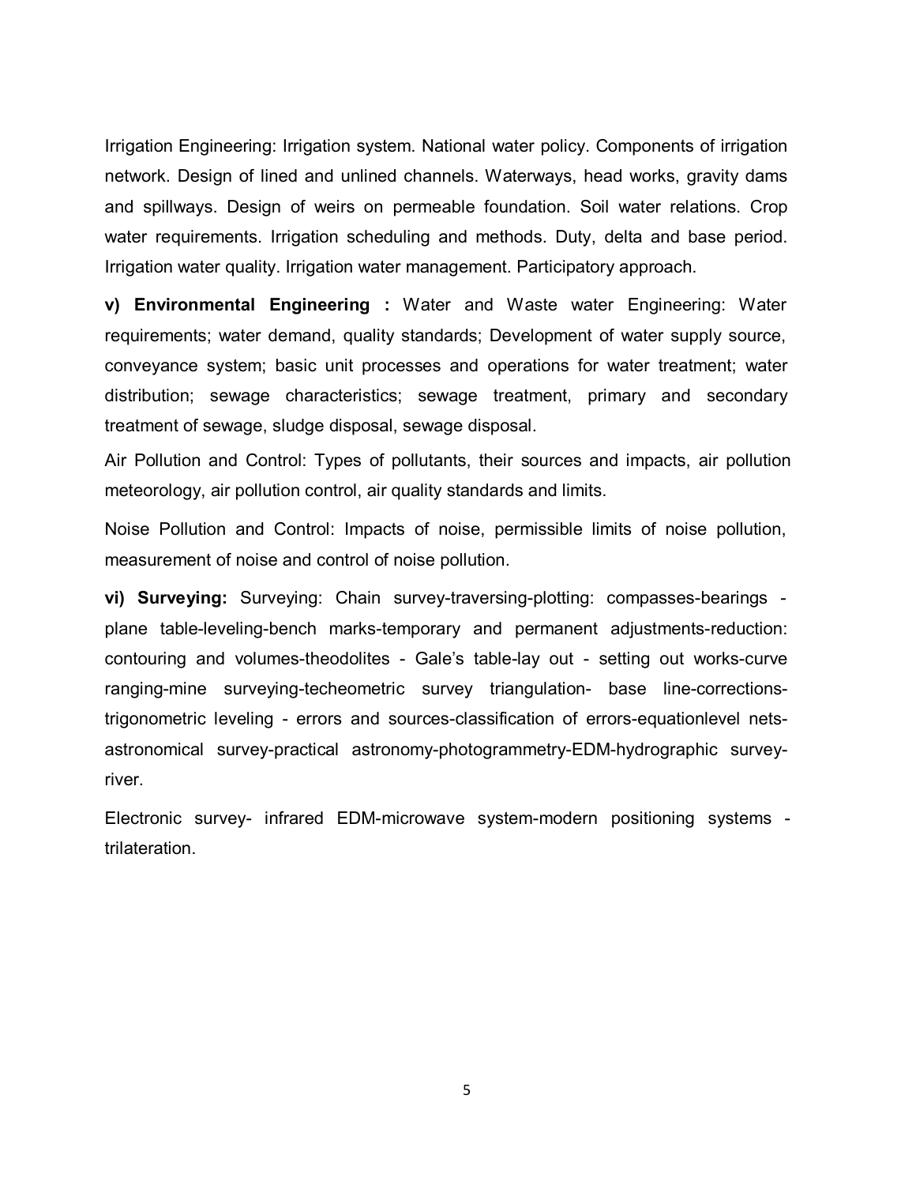Irrigation Engineering: Irrigation system. National water policy. Components of irrigation network. Design of lined and unlined channels. Waterways, head works, gravity dams and spillways. Design of weirs on permeable foundation. Soil water relations. Crop water requirements. Irrigation scheduling and methods. Duty, delta and base period. Irrigation water quality. Irrigation water management. Participatory approach.

**v) Environmental Engineering :** Water and Waste water Engineering: Water requirements; water demand, quality standards; Development of water supply source, conveyance system; basic unit processes and operations for water treatment; water distribution; sewage characteristics; sewage treatment, primary and secondary treatment of sewage, sludge disposal, sewage disposal.

Air Pollution and Control: Types of pollutants, their sources and impacts, air pollution meteorology, air pollution control, air quality standards and limits.

Noise Pollution and Control: Impacts of noise, permissible limits of noise pollution, measurement of noise and control of noise pollution.

**vi) Surveying:** Surveying: Chain survey-traversing-plotting: compasses-bearings - plane table-leveling-bench marks-temporary and permanent adjustments-reduction: contouring and volumes-theodolites - Gale's table-lay out - setting out works-curve ranging-mine surveying-techeometric survey triangulation- base line-corrections-trigonometric leveling - errors and sources-classification of errors-equationlevel nets-astronomical survey-practical astronomy-photogrammetry-EDM-hydrographic survey-river.

Electronic survey- infrared EDM-microwave system-modern positioning systems - trilateration.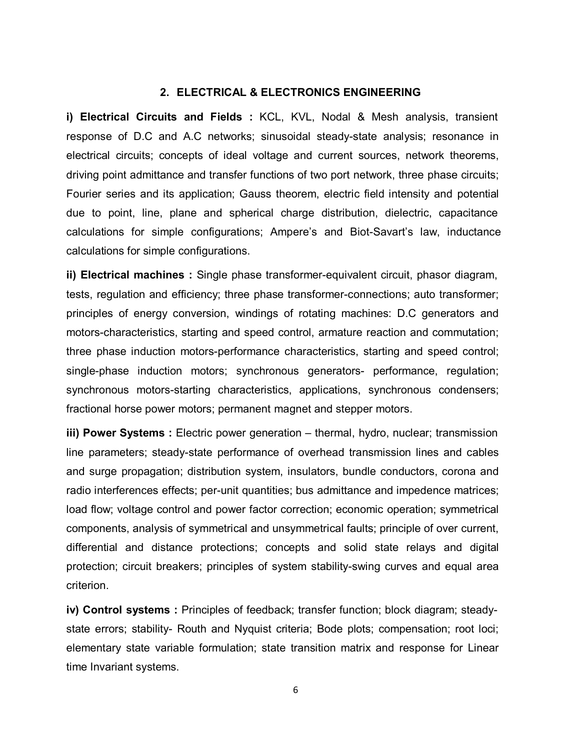## 2. ELECTRICAL & ELECTRONICS ENGINEERING

**i) Electrical Circuits and Fields :** KCL, KVL, Nodal & Mesh analysis, transient response of D.C and A.C networks; sinusoidal steady-state analysis; resonance in electrical circuits; concepts of ideal voltage and current sources, network theorems, driving point admittance and transfer functions of two port network, three phase circuits; Fourier series and its application; Gauss theorem, electric field intensity and potential due to point, line, plane and spherical charge distribution, dielectric, capacitance calculations for simple configurations; Ampere's and Biot-Savart's law, inductance calculations for simple configurations.

**ii) Electrical machines :** Single phase transformer-equivalent circuit, phasor diagram, tests, regulation and efficiency; three phase transformer-connections; auto transformer; principles of energy conversion, windings of rotating machines: D.C generators and motors-characteristics, starting and speed control, armature reaction and commutation; three phase induction motors-performance characteristics, starting and speed control; single-phase induction motors; synchronous generators- performance, regulation; synchronous motors-starting characteristics, applications, synchronous condensers; fractional horse power motors; permanent magnet and stepper motors.

**iii) Power Systems :** Electric power generation – thermal, hydro, nuclear; transmission line parameters; steady-state performance of overhead transmission lines and cables and surge propagation; distribution system, insulators, bundle conductors, corona and radio interferences effects; per-unit quantities; bus admittance and impedence matrices; load flow; voltage control and power factor correction; economic operation; symmetrical components, analysis of symmetrical and unsymmetrical faults; principle of over current, differential and distance protections; concepts and solid state relays and digital protection; circuit breakers; principles of system stability-swing curves and equal area criterion.

**iv) Control systems :** Principles of feedback; transfer function; block diagram; steady-state errors; stability- Routh and Nyquist criteria; Bode plots; compensation; root loci; elementary state variable formulation; state transition matrix and response for Linear time Invariant systems.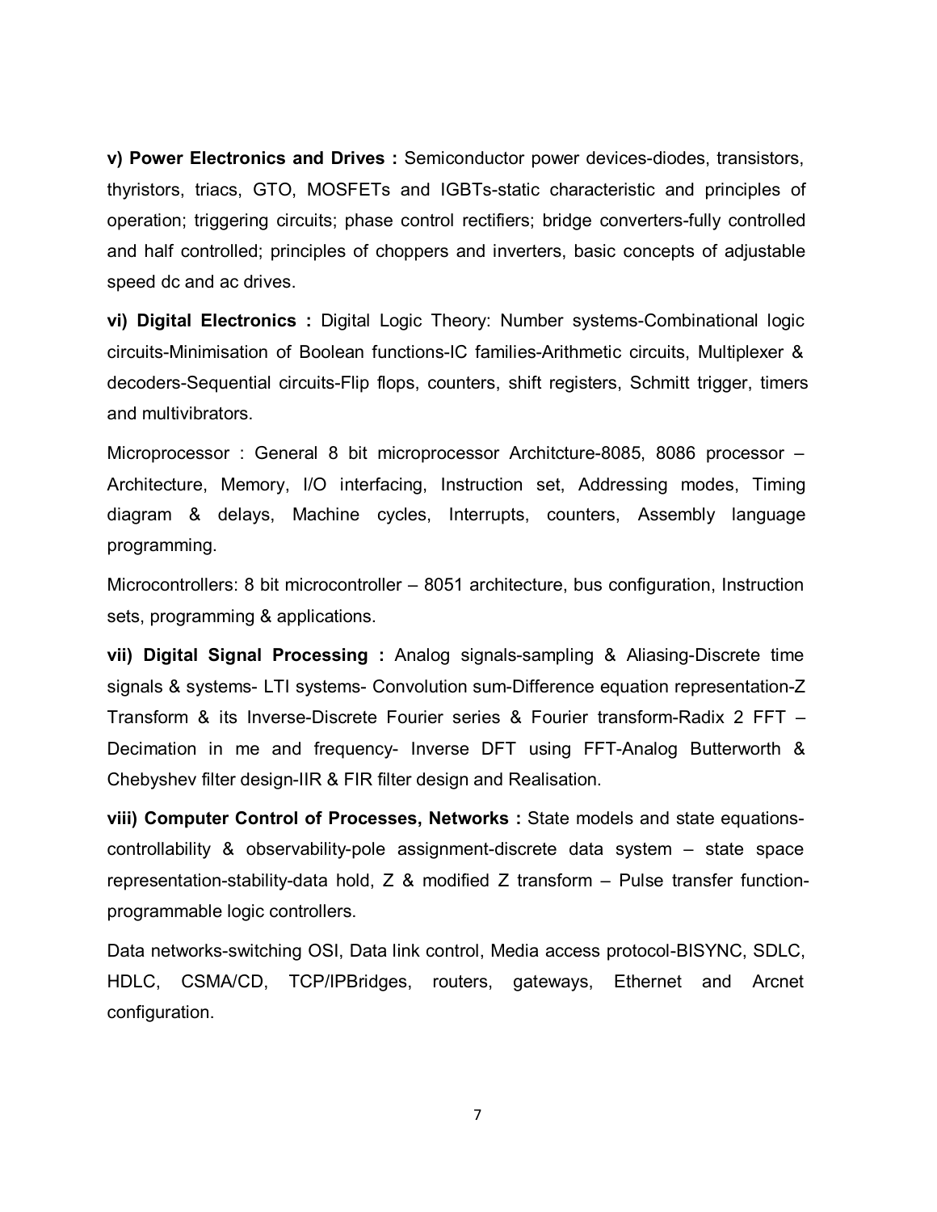**v) Power Electronics and Drives :** Semiconductor power devices-diodes, transistors, thyristors, triacs, GTO, MOSFETs and IGBTs-static characteristic and principles of operation; triggering circuits; phase control rectifiers; bridge converters-fully controlled and half controlled; principles of choppers and inverters, basic concepts of adjustable speed dc and ac drives.

**vi) Digital Electronics :** Digital Logic Theory: Number systems-Combinational logic circuits-Minimisation of Boolean functions-IC families-Arithmetic circuits, Multiplexer & decoders-Sequential circuits-Flip flops, counters, shift registers, Schmitt trigger, timers and multivibrators.

Microprocessor : General 8 bit microprocessor Architcture-8085, 8086 processor – Architecture, Memory, I/O interfacing, Instruction set, Addressing modes, Timing diagram & delays, Machine cycles, Interrupts, counters, Assembly language programming.

Microcontrollers: 8 bit microcontroller – 8051 architecture, bus configuration, Instruction sets, programming & applications.

**vii) Digital Signal Processing :** Analog signals-sampling & Aliasing-Discrete time signals & systems- LTI systems- Convolution sum-Difference equation representation-Z Transform & its Inverse-Discrete Fourier series & Fourier transform-Radix 2 FFT – Decimation in me and frequency- Inverse DFT using FFT-Analog Butterworth & Chebyshev filter design-IIR & FIR filter design and Realisation.

**viii) Computer Control of Processes, Networks :** State models and state equations-controllability & observability-pole assignment-discrete data system – state space representation-stability-data hold, Z & modified Z transform – Pulse transfer function-programmable logic controllers.

Data networks-switching OSI, Data link control, Media access protocol-BISYNC, SDLC, HDLC, CSMA/CD, TCP/IPBridges, routers, gateways, Ethernet and Arcnet configuration.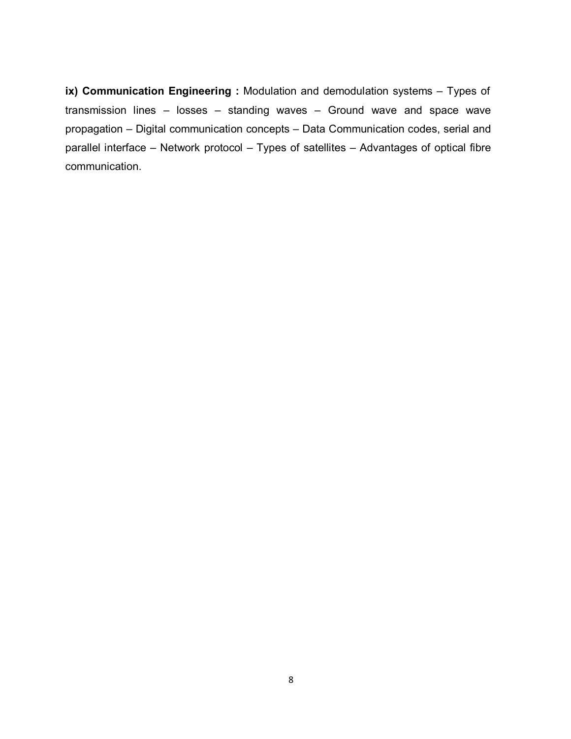**ix) Communication Engineering :** Modulation and demodulation systems – Types of transmission lines – losses – standing waves – Ground wave and space wave propagation – Digital communication concepts – Data Communication codes, serial and parallel interface – Network protocol – Types of satellites – Advantages of optical fibre communication.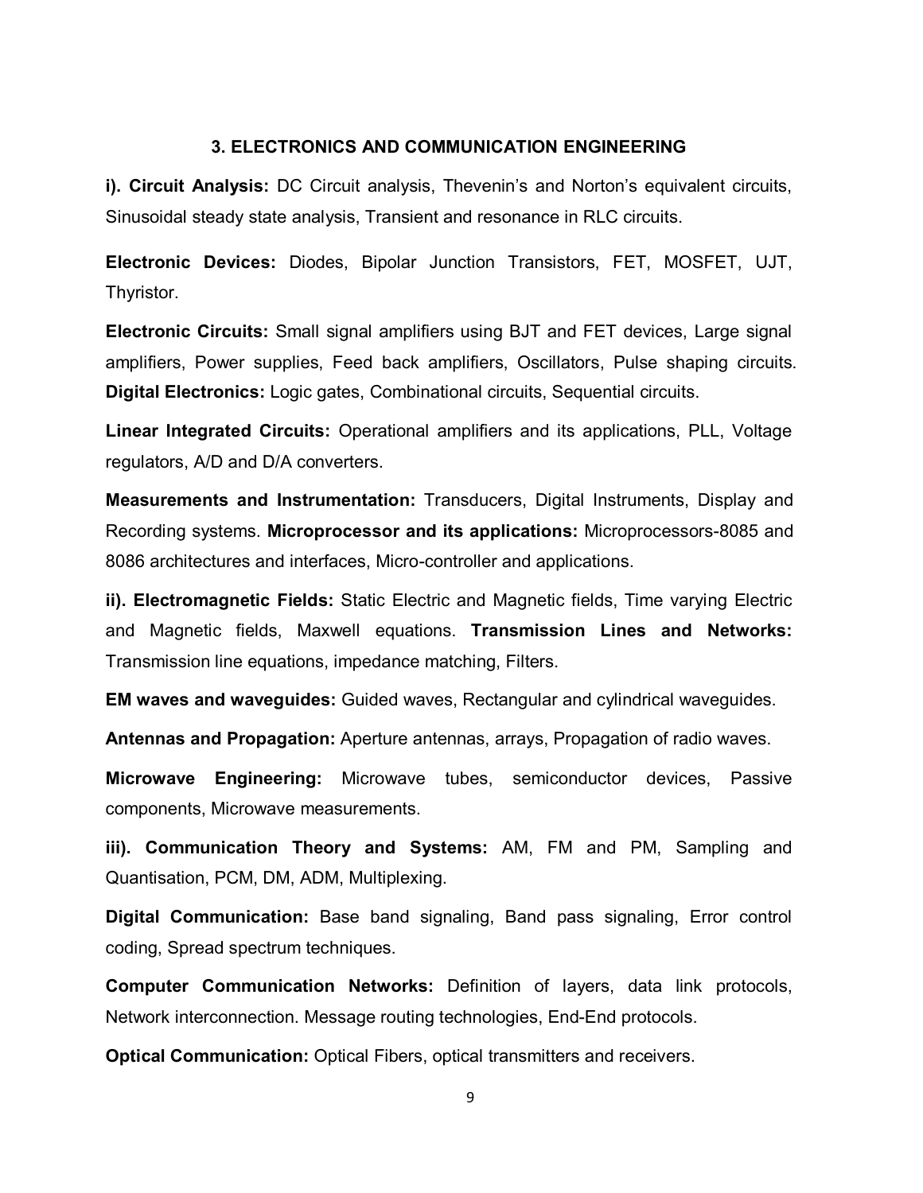### 3. ELECTRONICS AND COMMUNICATION ENGINEERING

**i). Circuit Analysis:** DC Circuit analysis, Thevenin's and Norton's equivalent circuits, Sinusoidal steady state analysis, Transient and resonance in RLC circuits.

**Electronic Devices:** Diodes, Bipolar Junction Transistors, FET, MOSFET, UJT, Thyristor.

**Electronic Circuits:** Small signal amplifiers using BJT and FET devices, Large signal amplifiers, Power supplies, Feed back amplifiers, Oscillators, Pulse shaping circuits. **Digital Electronics:** Logic gates, Combinational circuits, Sequential circuits.

**Linear Integrated Circuits:** Operational amplifiers and its applications, PLL, Voltage regulators, A/D and D/A converters.

**Measurements and Instrumentation:** Transducers, Digital Instruments, Display and Recording systems. **Microprocessor and its applications:** Microprocessors-8085 and 8086 architectures and interfaces, Micro-controller and applications.

**ii). Electromagnetic Fields:** Static Electric and Magnetic fields, Time varying Electric and Magnetic fields, Maxwell equations. **Transmission Lines and Networks:** Transmission line equations, impedance matching, Filters.

**EM waves and waveguides:** Guided waves, Rectangular and cylindrical waveguides.

**Antennas and Propagation:** Aperture antennas, arrays, Propagation of radio waves.

**Microwave Engineering:** Microwave tubes, semiconductor devices, Passive components, Microwave measurements.

**iii). Communication Theory and Systems:** AM, FM and PM, Sampling and Quantisation, PCM, DM, ADM, Multiplexing.

**Digital Communication:** Base band signaling, Band pass signaling, Error control coding, Spread spectrum techniques.

**Computer Communication Networks:** Definition of layers, data link protocols, Network interconnection. Message routing technologies, End-End protocols.

**Optical Communication:** Optical Fibers, optical transmitters and receivers.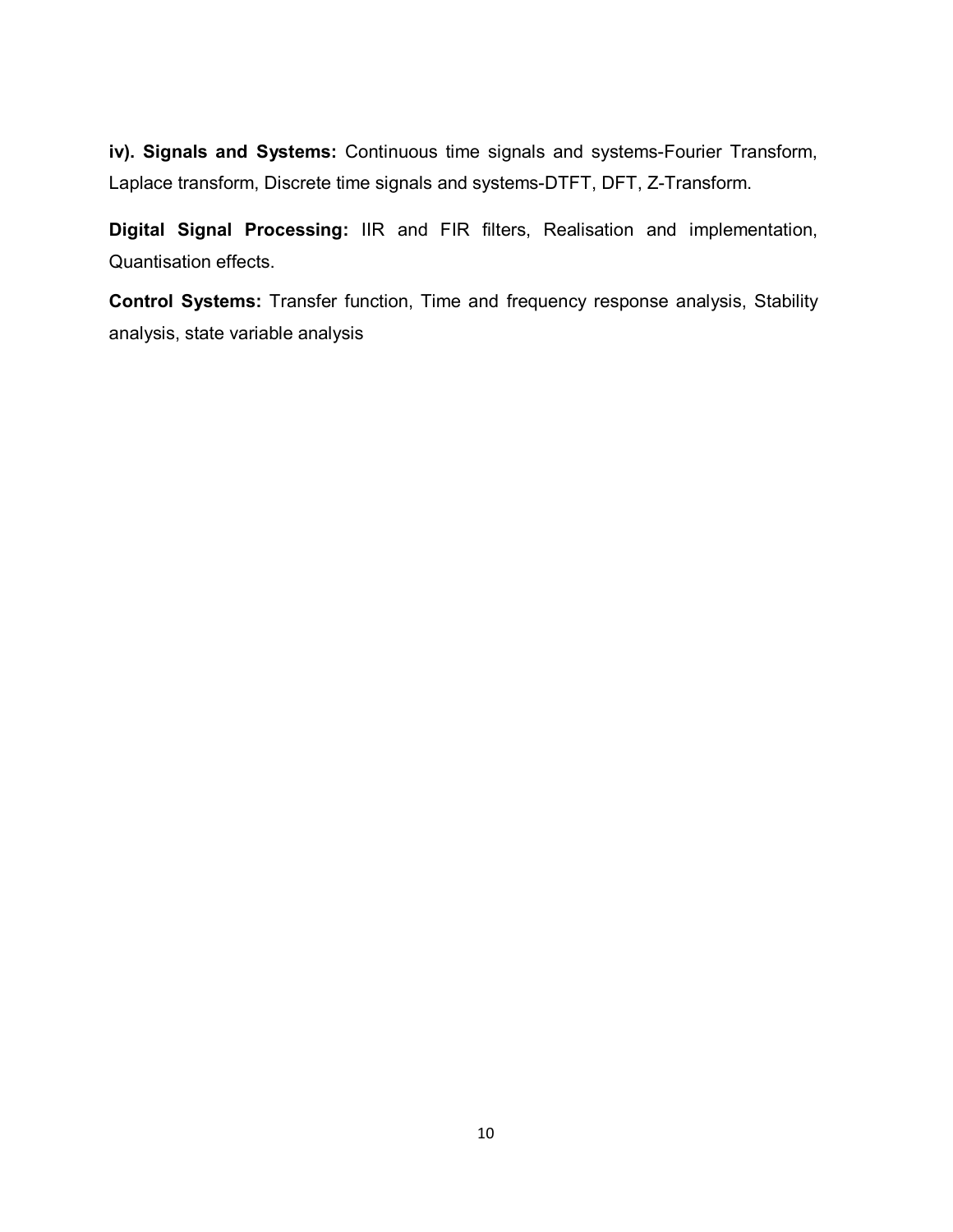**iv). Signals and Systems:** Continuous time signals and systems-Fourier Transform, Laplace transform, Discrete time signals and systems-DTFT, DFT, Z-Transform.

**Digital Signal Processing:** IIR and FIR filters, Realisation and implementation, Quantisation effects.

**Control Systems:** Transfer function, Time and frequency response analysis, Stability analysis, state variable analysis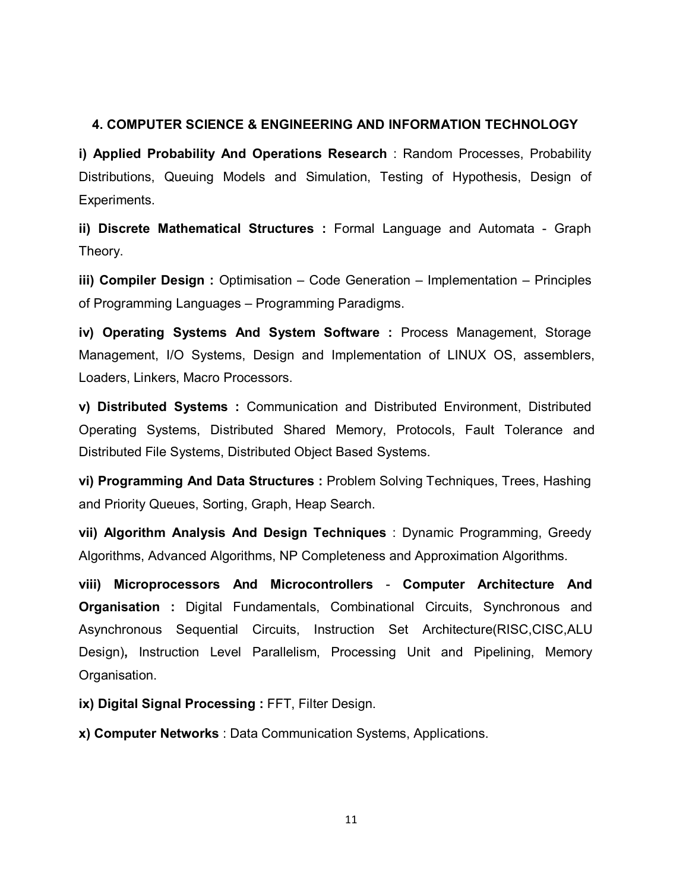## 4. COMPUTER SCIENCE & ENGINEERING AND INFORMATION TECHNOLOGY

**i) Applied Probability And Operations Research** : Random Processes, Probability Distributions, Queuing Models and Simulation, Testing of Hypothesis, Design of Experiments.

**ii) Discrete Mathematical Structures :** Formal Language and Automata - Graph Theory.

**iii) Compiler Design :** Optimisation – Code Generation – Implementation – Principles of Programming Languages – Programming Paradigms.

**iv) Operating Systems And System Software :** Process Management, Storage Management, I/O Systems, Design and Implementation of LINUX OS, assemblers, Loaders, Linkers, Macro Processors.

**v) Distributed Systems :** Communication and Distributed Environment, Distributed Operating Systems, Distributed Shared Memory, Protocols, Fault Tolerance and Distributed File Systems, Distributed Object Based Systems.

**vi) Programming And Data Structures :** Problem Solving Techniques, Trees, Hashing and Priority Queues, Sorting, Graph, Heap Search.

**vii) Algorithm Analysis And Design Techniques** : Dynamic Programming, Greedy Algorithms, Advanced Algorithms, NP Completeness and Approximation Algorithms.

**viii) Microprocessors And Microcontrollers** - **Computer Architecture And Organisation :** Digital Fundamentals, Combinational Circuits, Synchronous and Asynchronous Sequential Circuits, Instruction Set Architecture(RISC,CISC,ALU Design)**,** Instruction Level Parallelism, Processing Unit and Pipelining, Memory Organisation.

**ix) Digital Signal Processing :** FFT, Filter Design.

**x) Computer Networks** : Data Communication Systems, Applications.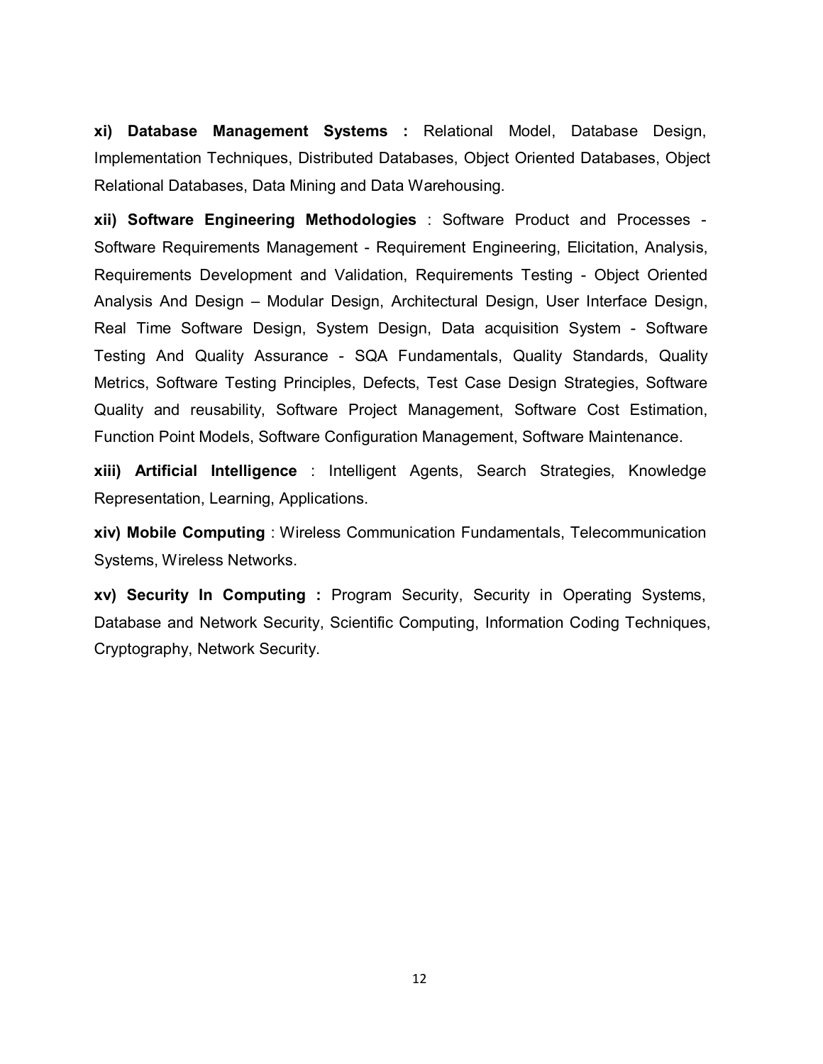**xi) Database Management Systems :** Relational Model, Database Design, Implementation Techniques, Distributed Databases, Object Oriented Databases, Object Relational Databases, Data Mining and Data Warehousing.

**xii) Software Engineering Methodologies** : Software Product and Processes - Software Requirements Management - Requirement Engineering, Elicitation, Analysis, Requirements Development and Validation, Requirements Testing - Object Oriented Analysis And Design – Modular Design, Architectural Design, User Interface Design, Real Time Software Design, System Design, Data acquisition System - Software Testing And Quality Assurance - SQA Fundamentals, Quality Standards, Quality Metrics, Software Testing Principles, Defects, Test Case Design Strategies, Software Quality and reusability, Software Project Management, Software Cost Estimation, Function Point Models, Software Configuration Management, Software Maintenance.

**xiii) Artificial Intelligence** : Intelligent Agents, Search Strategies, Knowledge Representation, Learning, Applications.

**xiv) Mobile Computing** : Wireless Communication Fundamentals, Telecommunication Systems, Wireless Networks.

**xv) Security In Computing :** Program Security, Security in Operating Systems, Database and Network Security, Scientific Computing, Information Coding Techniques, Cryptography, Network Security.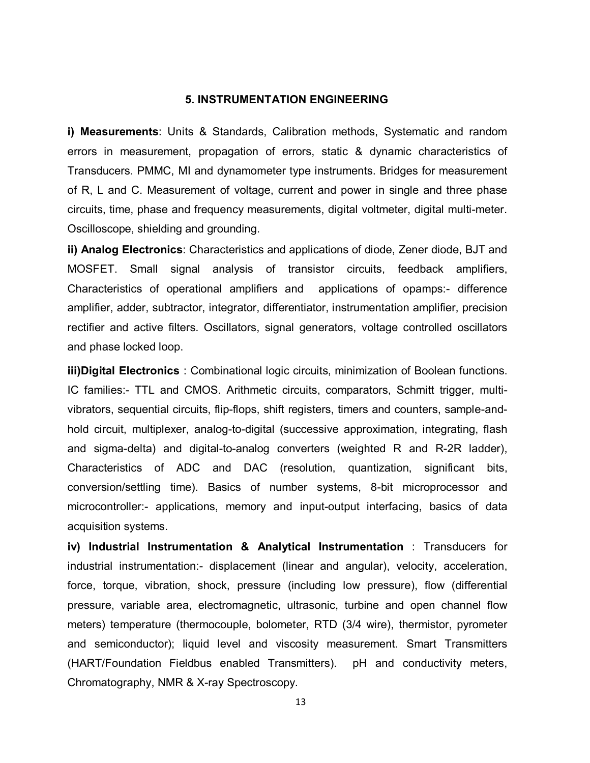## 5. INSTRUMENTATION ENGINEERING

**i) Measurements**: Units & Standards, Calibration methods, Systematic and random errors in measurement, propagation of errors, static & dynamic characteristics of Transducers. PMMC, MI and dynamometer type instruments. Bridges for measurement of R, L and C. Measurement of voltage, current and power in single and three phase circuits, time, phase and frequency measurements, digital voltmeter, digital multi-meter. Oscilloscope, shielding and grounding.

**ii) Analog Electronics**: Characteristics and applications of diode, Zener diode, BJT and MOSFET. Small signal analysis of transistor circuits, feedback amplifiers, Characteristics of operational amplifiers and applications of opamps:- difference amplifier, adder, subtractor, integrator, differentiator, instrumentation amplifier, precision rectifier and active filters. Oscillators, signal generators, voltage controlled oscillators and phase locked loop.

**iii)Digital Electronics** : Combinational logic circuits, minimization of Boolean functions. IC families:- TTL and CMOS. Arithmetic circuits, comparators, Schmitt trigger, multi-vibrators, sequential circuits, flip-flops, shift registers, timers and counters, sample-and-hold circuit, multiplexer, analog-to-digital (successive approximation, integrating, flash and sigma-delta) and digital-to-analog converters (weighted R and R-2R ladder), Characteristics of ADC and DAC (resolution, quantization, significant bits, conversion/settling time). Basics of number systems, 8-bit microprocessor and microcontroller:- applications, memory and input-output interfacing, basics of data acquisition systems.

**iv) Industrial Instrumentation & Analytical Instrumentation** : Transducers for industrial instrumentation:- displacement (linear and angular), velocity, acceleration, force, torque, vibration, shock, pressure (including low pressure), flow (differential pressure, variable area, electromagnetic, ultrasonic, turbine and open channel flow meters) temperature (thermocouple, bolometer, RTD (3/4 wire), thermistor, pyrometer and semiconductor); liquid level and viscosity measurement. Smart Transmitters (HART/Foundation Fieldbus enabled Transmitters). pH and conductivity meters, Chromatography, NMR & X-ray Spectroscopy.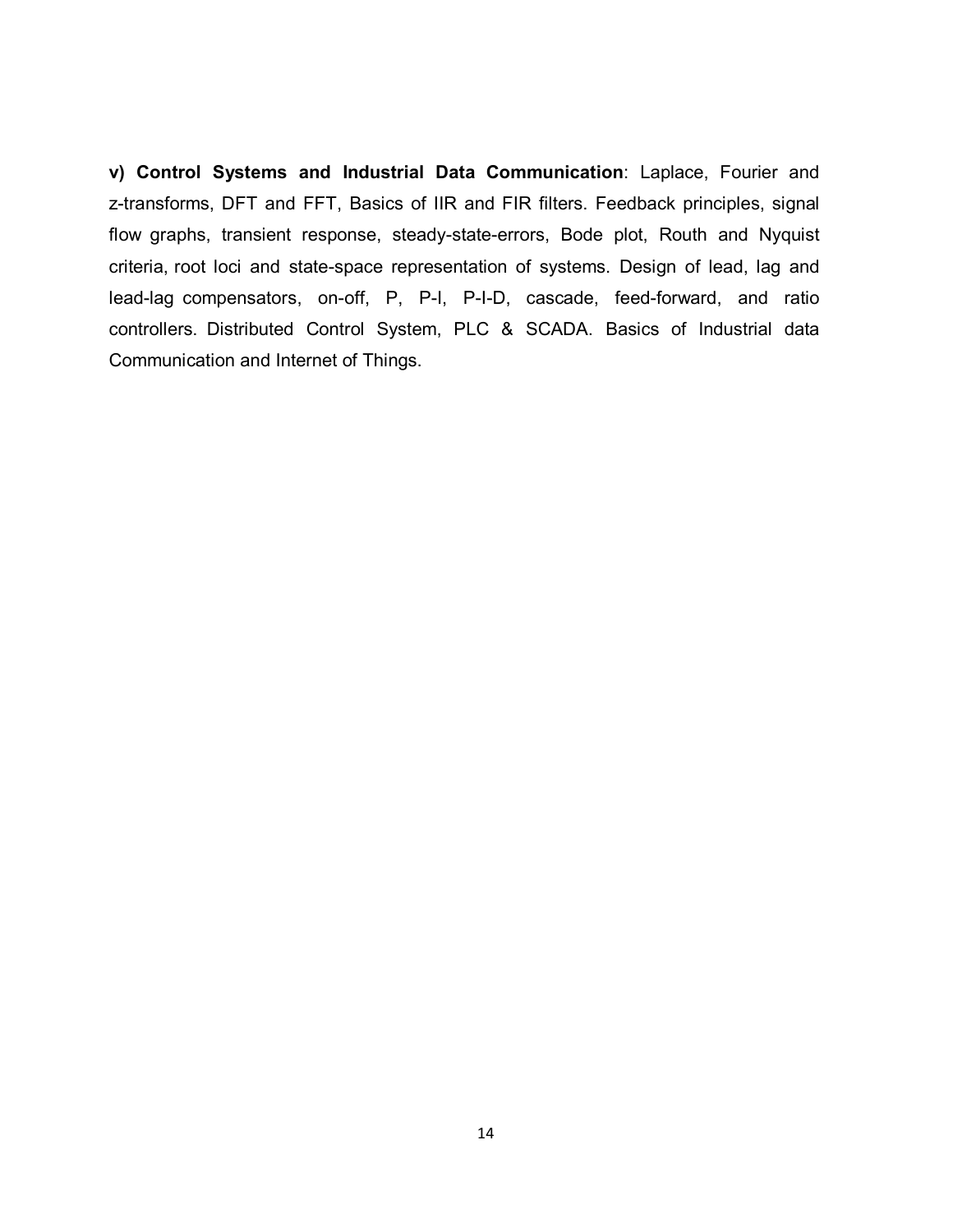**v) Control Systems and Industrial Data Communication**: Laplace, Fourier and z-transforms, DFT and FFT, Basics of IIR and FIR filters. Feedback principles, signal flow graphs, transient response, steady-state-errors, Bode plot, Routh and Nyquist criteria, root loci and state-space representation of systems. Design of lead, lag and lead-lag compensators, on-off, P, P-I, P-I-D, cascade, feed-forward, and ratio controllers. Distributed Control System, PLC & SCADA. Basics of Industrial data Communication and Internet of Things.